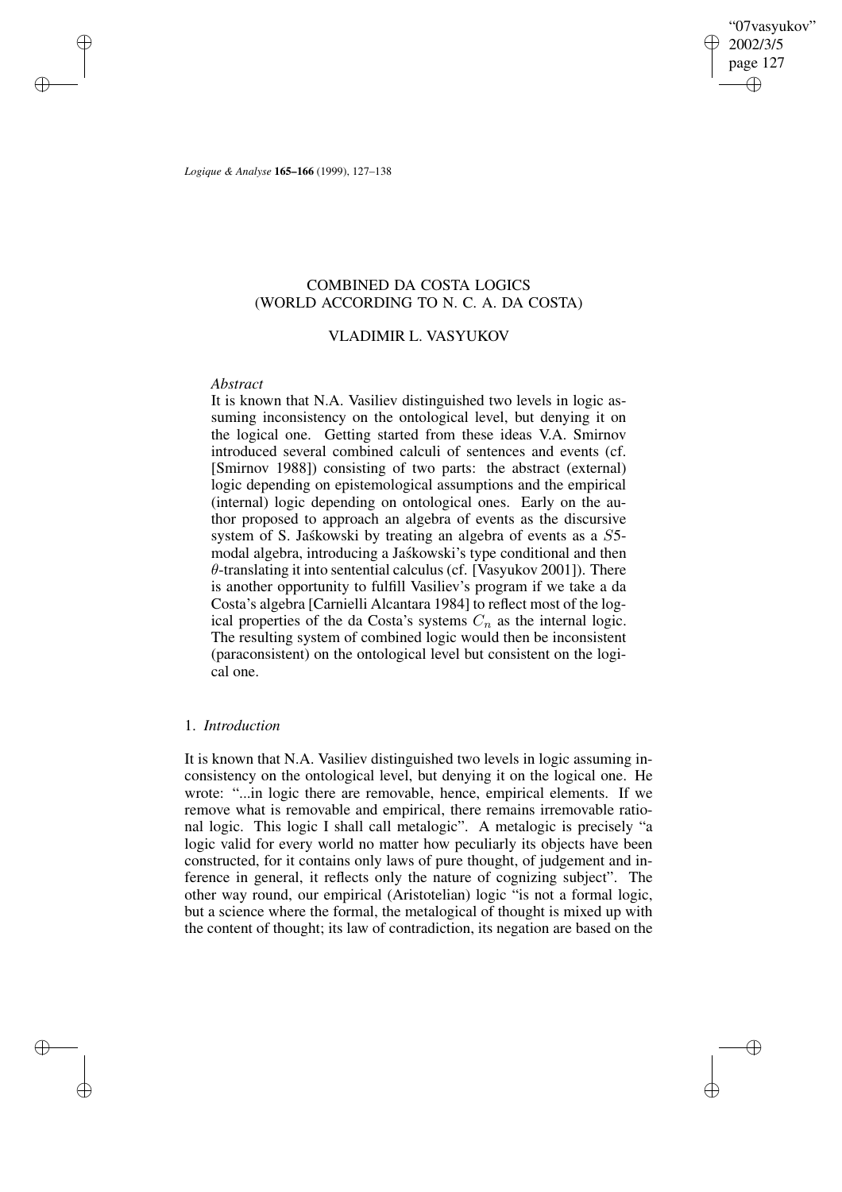# COMBINED DA COSTA LOGICS (WORLD ACCORDING TO N. C. A. DA COSTA)

## VLADIMIR L. VASYUKOV

*Abstract*

It is known that N.A. Vasiliev distinguished two levels in logic assuming inconsistency on the ontological level, but denying it on the logical one. Getting started from these ideas V.A. Smirnov introduced several combined calculi of sentences and events (cf. [Smirnov 1988]) consisting of two parts: the abstract (external) logic depending on epistemological assumptions and the empirical (internal) logic depending on ontological ones. Early on the author proposed to approach an algebra of events as the discursive system of S. Jaśkowski by treating an algebra of events as a $S5$-modal algebra, introducing a Jaśkowski's type conditional and then $\theta$-translating it into sentential calculus (cf. [Vasyukov 2001]). There is another opportunity to fulfill Vasiliev's program if we take a da Costa's algebra [Carnielli Alcantara 1984] to reflect most of the logical properties of the da Costa's systems $C_n$ as the internal logic. The resulting system of combined logic would then be inconsistent (paraconsistent) on the ontological level but consistent on the logical one.

### 1. *Introduction*

It is known that N.A. Vasiliev distinguished two levels in logic assuming inconsistency on the ontological level, but denying it on the logical one. He wrote: "...in logic there are removable, hence, empirical elements. If we remove what is removable and empirical, there remains irremovable rational logic. This logic I shall call metalogic". A metalogic is precisely "a logic valid for every world no matter how peculiarly its objects have been constructed, for it contains only laws of pure thought, of judgement and inference in general, it reflects only the nature of cognizing subject". The other way round, our empirical (Aristotelian) logic "is not a formal logic, but a science where the formal, the metalogical of thought is mixed up with the content of thought; its law of contradiction, its negation are based on the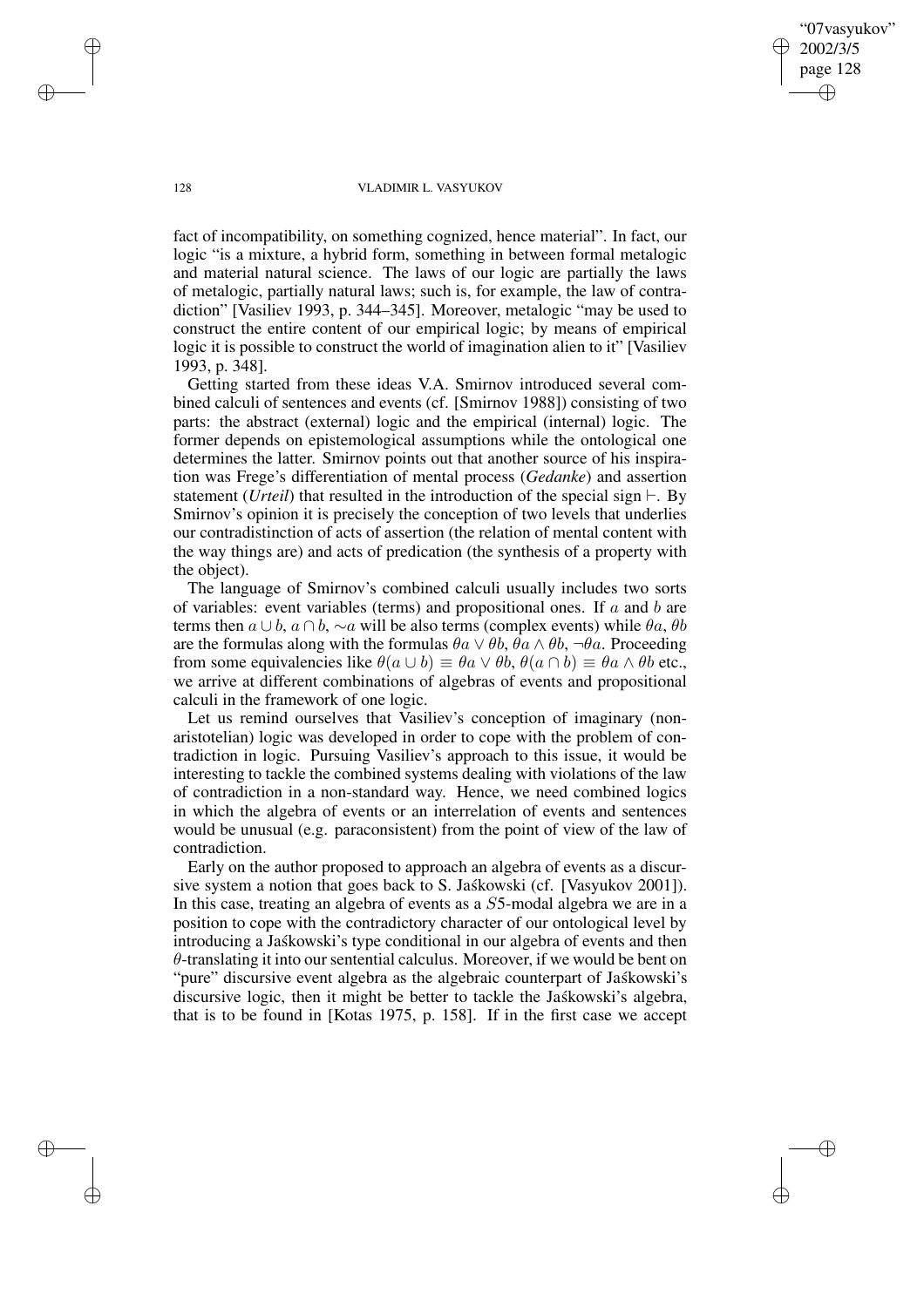fact of incompatibility, on something cognized, hence material". In fact, our logic "is a mixture, a hybrid form, something in between formal metalogic and material natural science. The laws of our logic are partially the laws of metalogic, partially natural laws; such is, for example, the law of contradiction" [Vasiliev 1993, p. 344–345]. Moreover, metalogic "may be used to construct the entire content of our empirical logic; by means of empirical logic it is possible to construct the world of imagination alien to it" [Vasiliev 1993, p. 348].

Getting started from these ideas V.A. Smirnov introduced several combined calculi of sentences and events (cf. [Smirnov 1988]) consisting of two parts: the abstract (external) logic and the empirical (internal) logic. The former depends on epistemological assumptions while the ontological one determines the latter. Smirnov points out that another source of his inspiration was Frege's differentiation of mental process (*Gedanke*) and assertion statement (*Urteil*) that resulted in the introduction of the special sign $\vdash$. By Smirnov's opinion it is precisely the conception of two levels that underlies our contradistinction of acts of assertion (the relation of mental content with the way things are) and acts of predication (the synthesis of a property with the object).

The language of Smirnov's combined calculi usually includes two sorts of variables: event variables (terms) and propositional ones. If $a$ and $b$ are terms then $a \cup b$, $a \cap b$, $\sim a$ will be also terms (complex events) while $\theta a$, $\theta b$ are the formulas along with the formulas $\theta a \vee \theta b$, $\theta a \wedge \theta b$, $\neg \theta a$. Proceeding from some equivalencies like $\theta(a \cup b) \equiv \theta a \vee \theta b$, $\theta(a \cap b) \equiv \theta a \wedge \theta b$ etc., we arrive at different combinations of algebras of events and propositional calculi in the framework of one logic.

Let us remind ourselves that Vasiliev's conception of imaginary (non-aristotelian) logic was developed in order to cope with the problem of contradiction in logic. Pursuing Vasiliev's approach to this issue, it would be interesting to tackle the combined systems dealing with violations of the law of contradiction in a non-standard way. Hence, we need combined logics in which the algebra of events or an interrelation of events and sentences would be unusual (e.g. paraconsistent) from the point of view of the law of contradiction.

Early on the author proposed to approach an algebra of events as a discursive system a notion that goes back to S. Jaśkowski (cf. [Vasyukov 2001]). In this case, treating an algebra of events as a $S5$-modal algebra we are in a position to cope with the contradictory character of our ontological level by introducing a Jaśkowski's type conditional in our algebra of events and then $\theta$-translating it into our sentential calculus. Moreover, if we would be bent on "pure" discursive event algebra as the algebraic counterpart of Jaśkowski's discursive logic, then it might be better to tackle the Jaśkowski's algebra, that is to be found in [Kotas 1975, p. 158]. If in the first case we accept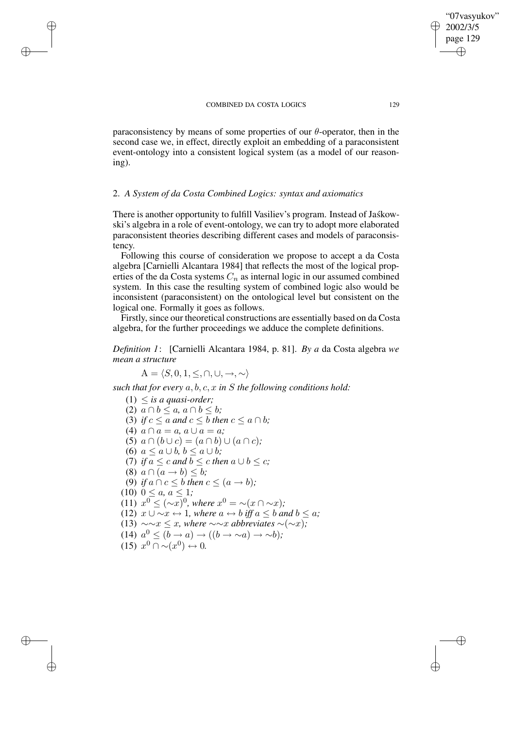paraconsistency by means of some properties of our $\theta$-operator, then in the second case we, in effect, directly exploit an embedding of a paraconsistent event-ontology into a consistent logical system (as a model of our reasoning).

## 2. *A System of da Costa Combined Logics: syntax and axiomatics*

There is another opportunity to fulfill Vasiliev's program. Instead of Jaśkowski's algebra in a role of event-ontology, we can try to adopt more elaborated paraconsistent theories describing different cases and models of paraconsistency.

Following this course of consideration we propose to accept a da Costa algebra [Carnielli Alcantara 1984] that reflects the most of the logical properties of the da Costa systems $C_n$ as internal logic in our assumed combined system. In this case the resulting system of combined logic also would be inconsistent (paraconsistent) on the ontological level but consistent on the logical one. Formally it goes as follows.

Firstly, since our theoretical constructions are essentially based on da Costa algebra, for the further proceedings we adduce the complete definitions.

*Definition 1*: [Carnielli Alcantara 1984, p. 81]. *By a* da Costa algebra *we mean a structure*

$$\mathrm{A} = \langle S, 0, 1, \leq, \cap, \cup, \rightarrow, \sim \rangle$$

*such that for every $a, b, c, x$ in $S$ the following conditions hold:*

(1) $\leq$ *is a quasi-order;*
(2) $a \cap b \leq a$, $a \cap b \leq b$;
(3) *if* $c \leq a$ *and* $c \leq b$ *then* $c \leq a \cap b$;
(4) $a \cap a = a$, $a \cup a = a$;
(5) $a \cap (b \cup c) = (a \cap b) \cup (a \cap c)$;
(6) $a \leq a \cup b$, $b \leq a \cup b$;
(7) *if* $a \leq c$ *and* $b \leq c$ *then* $a \cup b \leq c$;
(8) $a \cap (a \rightarrow b) \leq b$;
(9) *if* $a \cap c \leq b$ *then* $c \leq (a \rightarrow b)$;
(10) $0 \leq a$, $a \leq 1$;
(11) $x^0 \leq (\sim x)^0$, *where* $x^0 = \sim(x \cap \sim x)$;
(12) $x \cup \sim x \leftrightarrow 1$, *where* $a \leftrightarrow b$ *iff* $a \leq b$ *and* $b \leq a$;
(13) $\sim\sim x \leq x$, *where* $\sim\sim x$ *abbreviates* $\sim(\sim x)$;
(14) $a^0 \leq (b \rightarrow a) \rightarrow ((b \rightarrow \sim a) \rightarrow \sim b)$;
(15) $x^0 \cap \sim(x^0) \leftrightarrow 0$.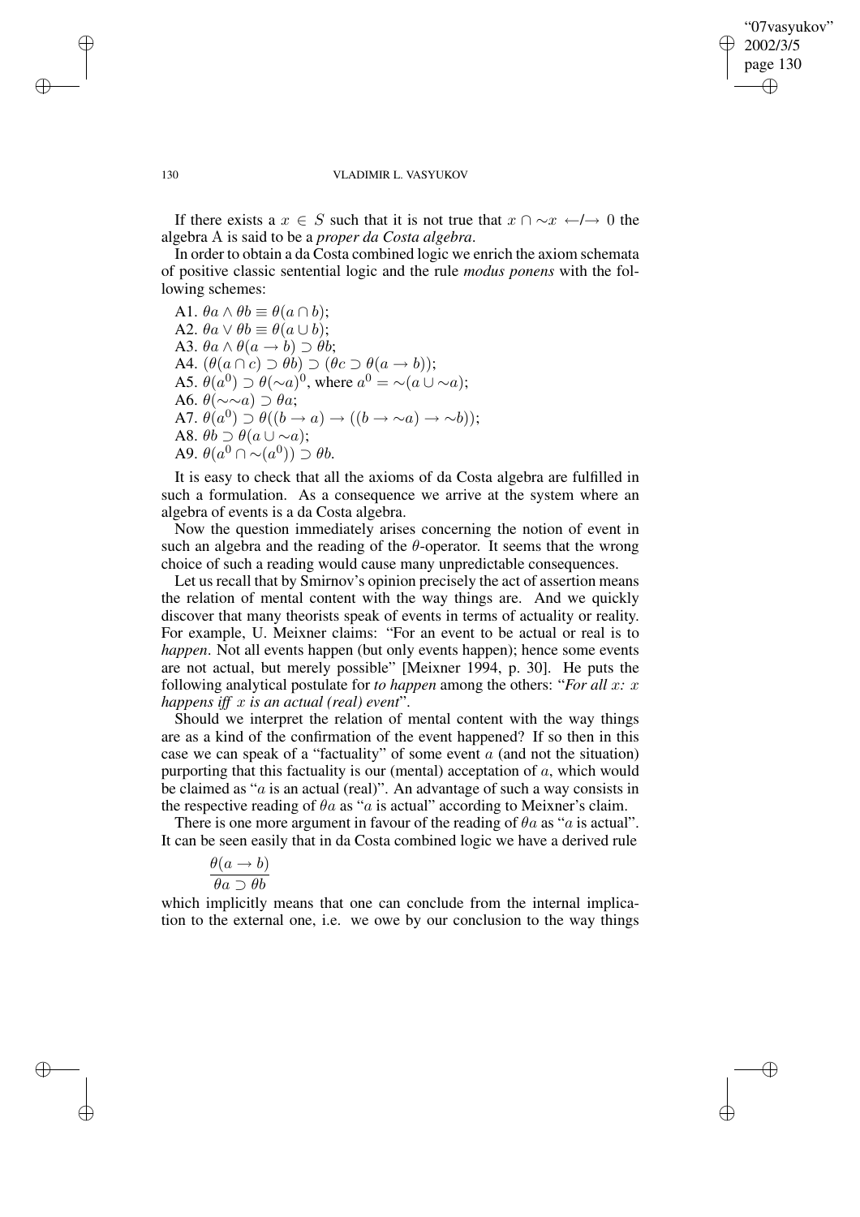If there exists a $x \in S$ such that it is not true that $x \cap \sim x \longleftarrow\!\!/\!\!\longrightarrow 0$ the algebra A is said to be a *proper da Costa algebra*.

In order to obtain a da Costa combined logic we enrich the axiom schemata of positive classic sentential logic and the rule *modus ponens* with the following schemes:

A1. $\theta a \wedge \theta b \equiv \theta(a \cap b)$;
A2. $\theta a \vee \theta b \equiv \theta(a \cup b)$;
A3. $\theta a \wedge \theta(a \rightarrow b) \supset \theta b$;
A4. $(\theta(a \cap c) \supset \theta b) \supset (\theta c \supset \theta(a \rightarrow b))$;
A5. $\theta(a^0) \supset \theta(\sim a)^0$, where $a^0 = \sim(a \cup \sim a)$;
A6. $\theta(\sim\sim a) \supset \theta a$;
A7. $\theta(a^0) \supset \theta((b \rightarrow a) \rightarrow ((b \rightarrow \sim a) \rightarrow \sim b))$;
A8. $\theta b \supset \theta(a \cup \sim a)$;
A9. $\theta(a^0 \cap \sim(a^0)) \supset \theta b$.

It is easy to check that all the axioms of da Costa algebra are fulfilled in such a formulation. As a consequence we arrive at the system where an algebra of events is a da Costa algebra.

Now the question immediately arises concerning the notion of event in such an algebra and the reading of the $\theta$-operator. It seems that the wrong choice of such a reading would cause many unpredictable consequences.

Let us recall that by Smirnov's opinion precisely the act of assertion means the relation of mental content with the way things are. And we quickly discover that many theorists speak of events in terms of actuality or reality. For example, U. Meixner claims: "For an event to be actual or real is to *happen*. Not all events happen (but only events happen); hence some events are not actual, but merely possible" [Meixner 1994, p. 30]. He puts the following analytical postulate for *to happen* among the others: "*For all $x$: $x$ happens iff $x$ is an actual (real) event*".

Should we interpret the relation of mental content with the way things are as a kind of the confirmation of the event happened? If so then in this case we can speak of a "factuality" of some event $a$ (and not the situation) purporting that this factuality is our (mental) acceptation of $a$, which would be claimed as "$a$ is an actual (real)". An advantage of such a way consists in the respective reading of $\theta a$ as "$a$ is actual" according to Meixner's claim.

There is one more argument in favour of the reading of $\theta a$ as "$a$ is actual". It can be seen easily that in da Costa combined logic we have a derived rule

$$\frac{\theta(a \rightarrow b)}{\theta a \supset \theta b}$$

which implicitly means that one can conclude from the internal implication to the external one, i.e. we owe by our conclusion to the way things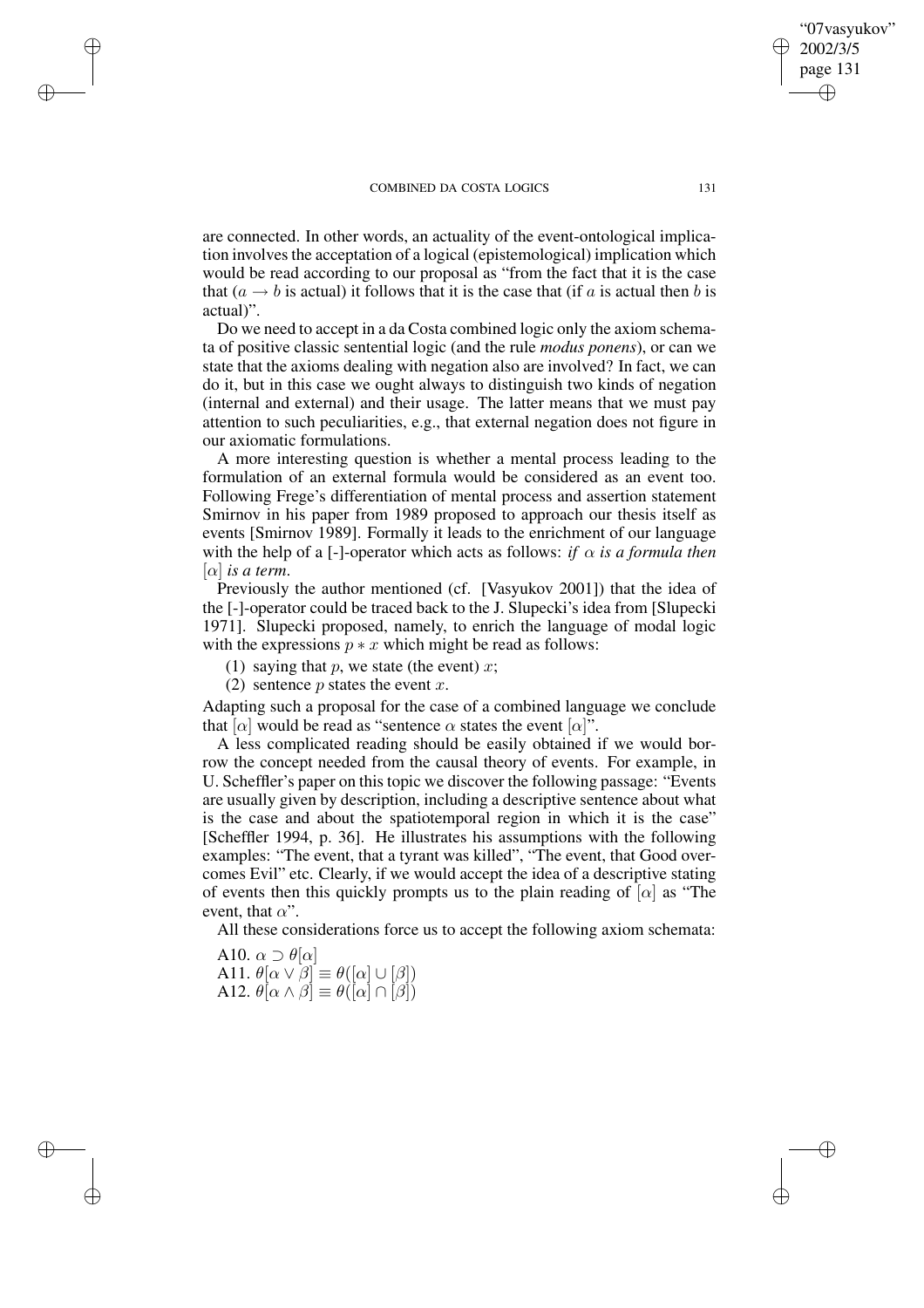are connected. In other words, an actuality of the event-ontological implication involves the acceptation of a logical (epistemological) implication which would be read according to our proposal as "from the fact that it is the case that ($a \rightarrow b$ is actual) it follows that it is the case that (if $a$ is actual then $b$ is actual)".

Do we need to accept in a da Costa combined logic only the axiom schemata of positive classic sentential logic (and the rule *modus ponens*), or can we state that the axioms dealing with negation also are involved? In fact, we can do it, but in this case we ought always to distinguish two kinds of negation (internal and external) and their usage. The latter means that we must pay attention to such peculiarities, e.g., that external negation does not figure in our axiomatic formulations.

A more interesting question is whether a mental process leading to the formulation of an external formula would be considered as an event too. Following Frege's differentiation of mental process and assertion statement Smirnov in his paper from 1989 proposed to approach our thesis itself as events [Smirnov 1989]. Formally it leads to the enrichment of our language with the help of a [-]-operator which acts as follows: *if* $\alpha$ *is a formula then* $[\alpha]$ *is a term*.

Previously the author mentioned (cf. [Vasyukov 2001]) that the idea of the [-]-operator could be traced back to the J. Slupecki's idea from [Slupecki 1971]. Slupecki proposed, namely, to enrich the language of modal logic with the expressions $p * x$ which might be read as follows:

(1) saying that $p$, we state (the event) $x$;
(2) sentence $p$ states the event $x$.

Adapting such a proposal for the case of a combined language we conclude that $[\alpha]$ would be read as "sentence $\alpha$ states the event $[\alpha]$".

A less complicated reading should be easily obtained if we would borrow the concept needed from the causal theory of events. For example, in U. Scheffler's paper on this topic we discover the following passage: "Events are usually given by description, including a descriptive sentence about what is the case and about the spatiotemporal region in which it is the case" [Scheffler 1994, p. 36]. He illustrates his assumptions with the following examples: "The event, that a tyrant was killed", "The event, that Good overcomes Evil" etc. Clearly, if we would accept the idea of a descriptive stating of events then this quickly prompts us to the plain reading of $[\alpha]$ as "The event, that $\alpha$".

All these considerations force us to accept the following axiom schemata:

A10. $\alpha \supset \theta[\alpha]$
A11. $\theta[\alpha \vee \beta] \equiv \theta([\alpha] \cup [\beta])$
A12. $\theta[\alpha \wedge \beta] \equiv \theta([\alpha] \cap [\beta])$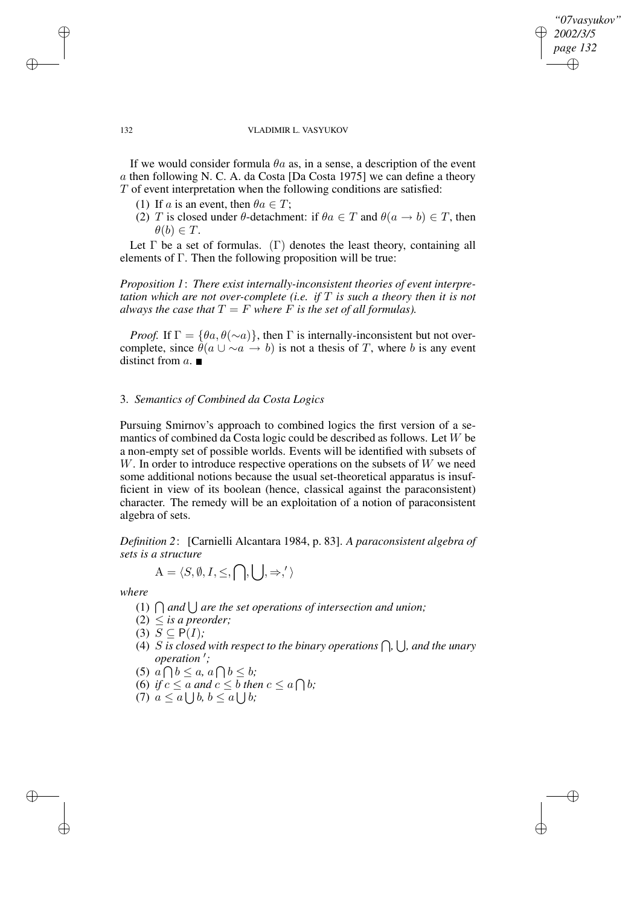If we would consider formula $\theta a$ as, in a sense, a description of the event $a$ then following N. C. A. da Costa [Da Costa 1975] we can define a theory $T$ of event interpretation when the following conditions are satisfied:

(1) If $a$ is an event, then $\theta a \in T$;
(2) $T$ is closed under $\theta$-detachment: if $\theta a \in T$ and $\theta(a \to b) \in T$, then $\theta(b) \in T$.

Let $\Gamma$ be a set of formulas. $(\Gamma)$ denotes the least theory, containing all elements of $\Gamma$. Then the following proposition will be true:

*Proposition 1*: *There exist internally-inconsistent theories of event interpretation which are not over-complete (i.e. if $T$ is such a theory then it is not always the case that $T = F$ where $F$ is the set of all formulas).*

*Proof.* If $\Gamma = \{\theta a, \theta(\sim a)\}$, then $\Gamma$ is internally-inconsistent but not over-complete, since $\theta(a \cup \sim a \to b)$ is not a thesis of $T$, where $b$ is any event distinct from $a$. ∎

### 3. *Semantics of Combined da Costa Logics*

Pursuing Smirnov's approach to combined logics the first version of a semantics of combined da Costa logic could be described as follows. Let $W$ be a non-empty set of possible worlds. Events will be identified with subsets of $W$. In order to introduce respective operations on the subsets of $W$ we need some additional notions because the usual set-theoretical apparatus is insufficient in view of its boolean (hence, classical against the paraconsistent) character. The remedy will be an exploitation of a notion of paraconsistent algebra of sets.

*Definition 2*: [Carnielli Alcantara 1984, p. 83]. *A paraconsistent algebra of sets is a structure*

$$\mathrm{A} = \langle S, \emptyset, I, \leq, \bigcap, \bigcup, \Rightarrow, ' \rangle$$

*where*

(1) $\bigcap$ *and* $\bigcup$ *are the set operations of intersection and union;*
(2) $\leq$ *is a preorder;*
(3) $S \subseteq \mathsf{P}(I)$*;*
(4) $S$ *is closed with respect to the binary operations* $\bigcap$, $\bigcup$, *and the unary operation* $'$*;*
(5) $a \bigcap b \leq a$, $a \bigcap b \leq b$*;*
(6) *if* $c \leq a$ *and* $c \leq b$ *then* $c \leq a \bigcap b$*;*
(7) $a \leq a \bigcup b$, $b \leq a \bigcup b$*;*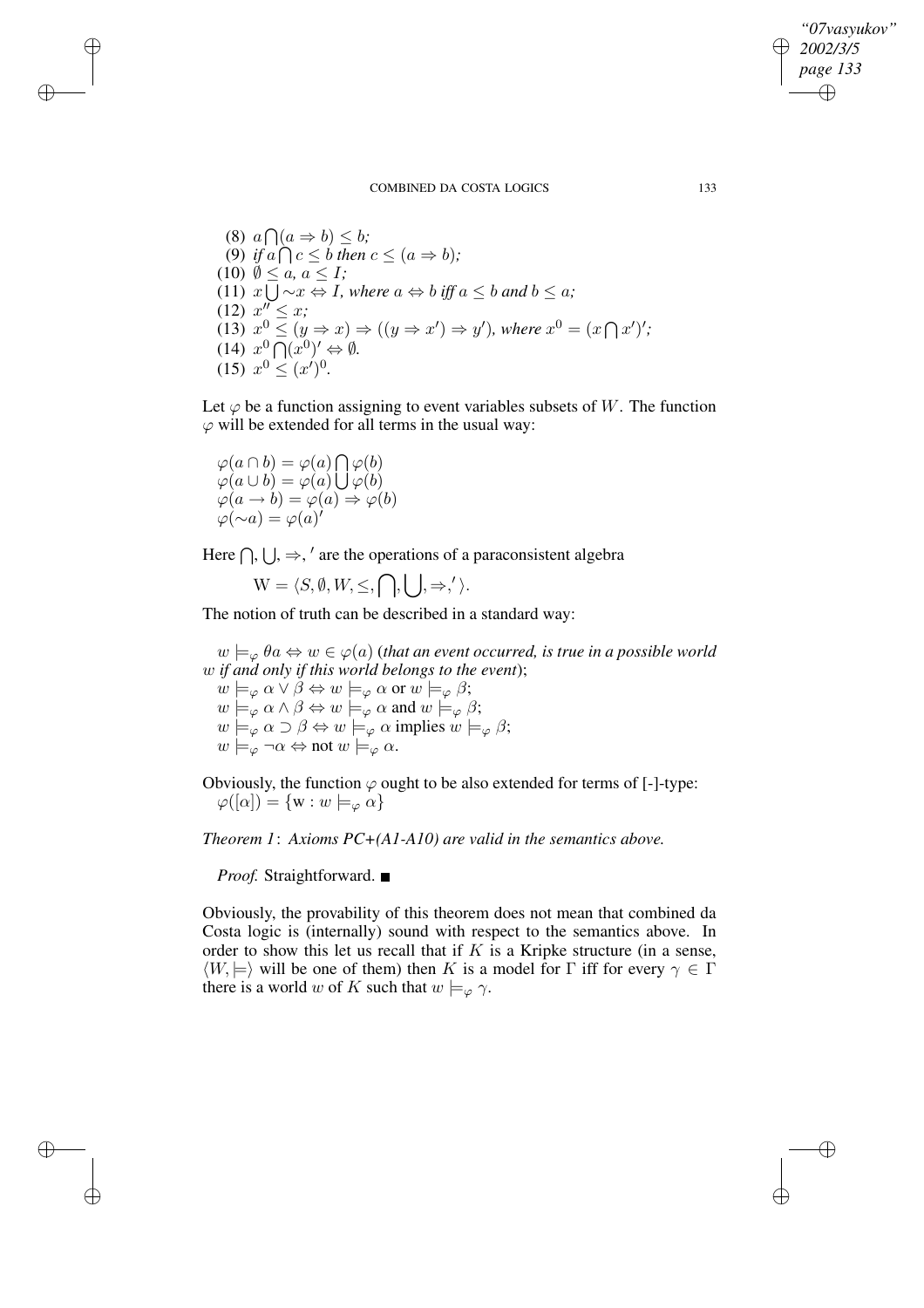(8) $a \bigcap (a \Rightarrow b) \leq b$;

(9) *if* $a \bigcap c \leq b$ *then* $c \leq (a \Rightarrow b)$;

(10) $\emptyset \leq a$, $a \leq I$;

(11) $x \bigcup \sim x \Leftrightarrow I$, *where* $a \Leftrightarrow b$ *iff* $a \leq b$ *and* $b \leq a$;

(12) $x'' \leq x$;

(13) $x^0 \leq (y \Rightarrow x) \Rightarrow ((y \Rightarrow x') \Rightarrow y')$, *where* $x^0 = (x \bigcap x')'$;

(14) $x^0 \bigcap (x^0)' \Leftrightarrow \emptyset$.

(15) $x^0 \leq (x')^0$.

Let $\varphi$ be a function assigning to event variables subsets of $W$. The function $\varphi$ will be extended for all terms in the usual way:

$$\varphi(a \cap b) = \varphi(a) \bigcap \varphi(b)$$
$$\varphi(a \cup b) = \varphi(a) \bigcup \varphi(b)$$
$$\varphi(a \rightarrow b) = \varphi(a) \Rightarrow \varphi(b)$$
$$\varphi(\sim a) = \varphi(a)'$$

Here $\bigcap, \bigcup, \Rightarrow, '$ are the operations of a paraconsistent algebra

$$\mathrm{W} = \langle S, \emptyset, W, \leq, \bigcap, \bigcup, \Rightarrow, ' \rangle.$$

The notion of truth can be described in a standard way:

$w \models_\varphi \theta a \Leftrightarrow w \in \varphi(a)$ (*that an event occurred, is true in a possible world* $w$ *if and only if this world belongs to the event*);
$w \models_\varphi \alpha \vee \beta \Leftrightarrow w \models_\varphi \alpha$ or $w \models_\varphi \beta$;
$w \models_\varphi \alpha \wedge \beta \Leftrightarrow w \models_\varphi \alpha$ and $w \models_\varphi \beta$;
$w \models_\varphi \alpha \supset \beta \Leftrightarrow w \models_\varphi \alpha$ implies $w \models_\varphi \beta$;
$w \models_\varphi \neg\alpha \Leftrightarrow$ not $w \models_\varphi \alpha$.

Obviously, the function $\varphi$ ought to be also extended for terms of [-]-type:
$\varphi([\alpha]) = \{\mathrm{w} : w \models_\varphi \alpha\}$

*Theorem 1*: *Axioms PC+(A1-A10) are valid in the semantics above.*

*Proof.* Straightforward. ■

Obviously, the provability of this theorem does not mean that combined da Costa logic is (internally) sound with respect to the semantics above. In order to show this let us recall that if $K$ is a Kripke structure (in a sense, $\langle W, \models \rangle$ will be one of them) then $K$ is a model for $\Gamma$ iff for every $\gamma \in \Gamma$ there is a world $w$ of $K$ such that $w \models_\varphi \gamma$.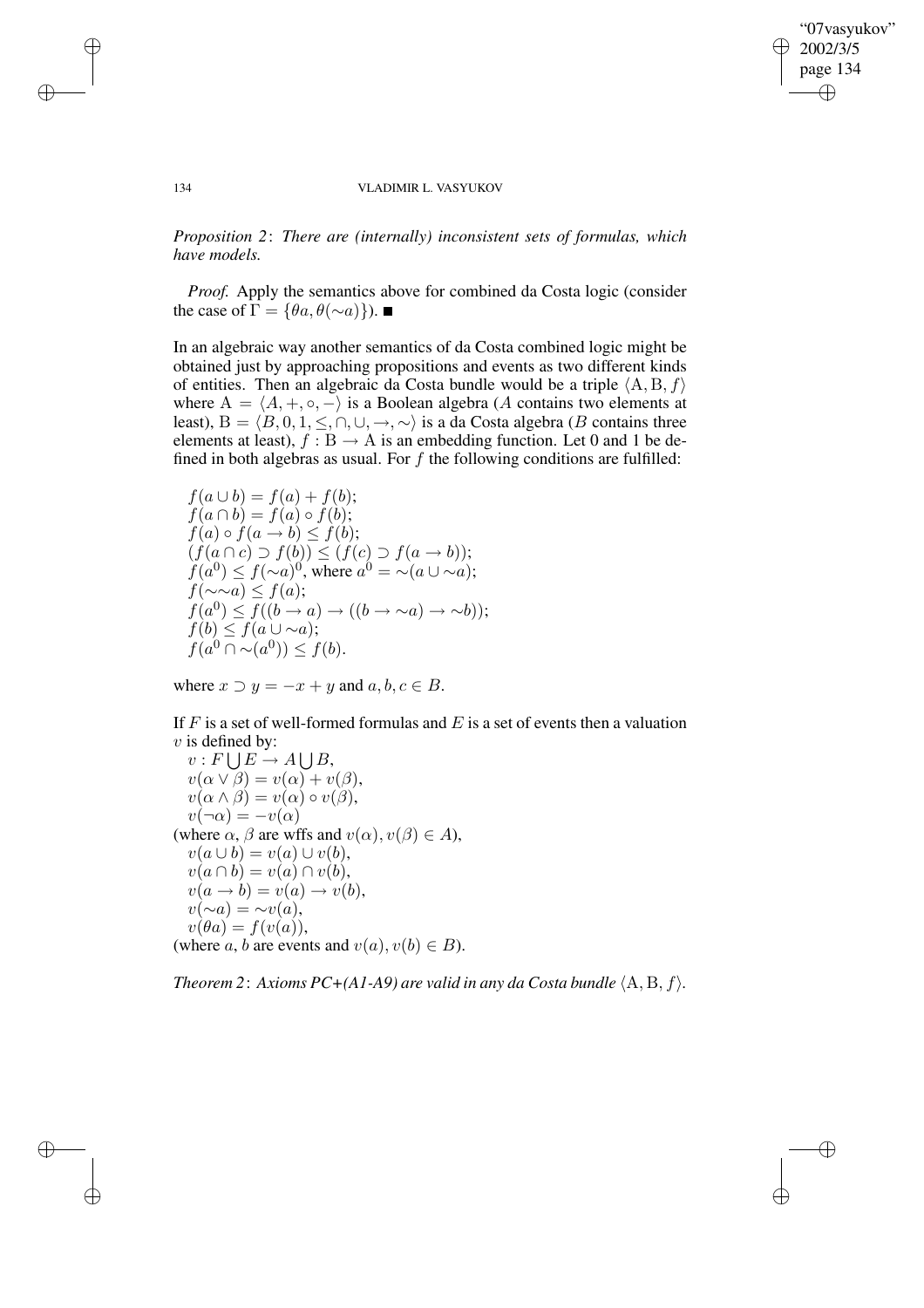*Proposition 2*: *There are (internally) inconsistent sets of formulas, which have models.*

*Proof.* Apply the semantics above for combined da Costa logic (consider the case of $\Gamma = \{\theta a, \theta(\sim a)\}$). ■

In an algebraic way another semantics of da Costa combined logic might be obtained just by approaching propositions and events as two different kinds of entities. Then an algebraic da Costa bundle would be a triple $\langle \mathrm{A}, \mathrm{B}, f \rangle$ where $\mathrm{A} = \langle A, +, \circ, - \rangle$ is a Boolean algebra ($A$ contains two elements at least), $\mathrm{B} = \langle B, 0, 1, \leq, \cap, \cup, \rightarrow, \sim \rangle$ is a da Costa algebra ($B$ contains three elements at least), $f : \mathrm{B} \rightarrow \mathrm{A}$ is an embedding function. Let 0 and 1 be defined in both algebras as usual. For $f$ the following conditions are fulfilled:

$$f(a \cup b) = f(a) + f(b);$$
$$f(a \cap b) = f(a) \circ f(b);$$
$$f(a) \circ f(a \rightarrow b) \leq f(b);$$
$$(f(a \cap c) \supset f(b)) \leq (f(c) \supset f(a \rightarrow b));$$
$$f(a^0) \leq f(\sim a)^0, \text{ where } a^0 = \sim(a \cup \sim a);$$
$$f(\sim\sim a) \leq f(a);$$
$$f(a^0) \leq f((b \rightarrow a) \rightarrow ((b \rightarrow \sim a) \rightarrow \sim b));$$
$$f(b) \leq f(a \cup \sim a);$$
$$f(a^0 \cap \sim(a^0)) \leq f(b).$$

where $x \supset y = -x + y$ and $a, b, c \in B$.

If $F$ is a set of well-formed formulas and $E$ is a set of events then a valuation $v$ is defined by:

$v : F \bigcup E \rightarrow A \bigcup B$,
$v(\alpha \vee \beta) = v(\alpha) + v(\beta)$,
$v(\alpha \wedge \beta) = v(\alpha) \circ v(\beta)$,
$v(\neg\alpha) = -v(\alpha)$
(where $\alpha$, $\beta$ are wffs and $v(\alpha), v(\beta) \in A$),
$v(a \cup b) = v(a) \cup v(b)$,
$v(a \cap b) = v(a) \cap v(b)$,
$v(a \rightarrow b) = v(a) \rightarrow v(b)$,
$v(\sim a) = \sim v(a)$,
$v(\theta a) = f(v(a))$,
(where $a, b$ are events and $v(a), v(b) \in B$).

*Theorem 2*: *Axioms PC+(A1-A9) are valid in any da Costa bundle* $\langle \mathrm{A}, \mathrm{B}, f \rangle$.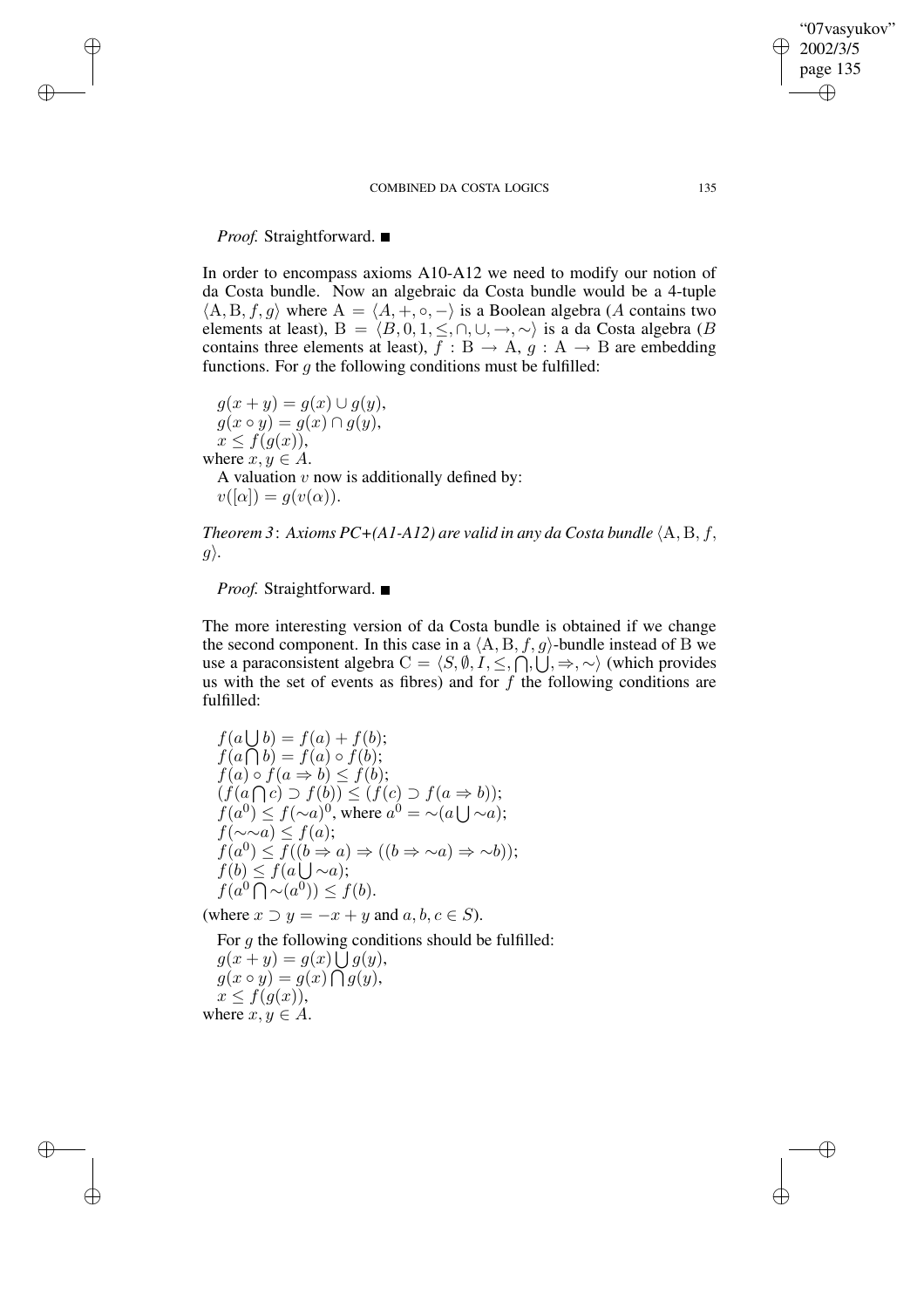*Proof.* Straightforward. ■

In order to encompass axioms A10-A12 we need to modify our notion of da Costa bundle. Now an algebraic da Costa bundle would be a 4-tuple $\langle \mathrm{A}, \mathrm{B}, f, g\rangle$ where $\mathrm{A} = \langle A, +, \circ, -\rangle$ is a Boolean algebra ($A$ contains two elements at least), $\mathrm{B} = \langle B, 0, 1, \leq, \cap, \cup, \rightarrow, \sim\rangle$ is a da Costa algebra ($B$ contains three elements at least), $f : \mathrm{B} \rightarrow \mathrm{A}$, $g : \mathrm{A} \rightarrow \mathrm{B}$ are embedding functions. For $g$ the following conditions must be fulfilled:

$g(x + y) = g(x) \cup g(y)$,
$g(x \circ y) = g(x) \cap g(y)$,
$x \leq f(g(x))$,
where $x, y \in A$.

A valuation $v$ now is additionally defined by:
$v([\alpha]) = g(v(\alpha))$.

*Theorem 3*: *Axioms PC+(A1-A12) are valid in any da Costa bundle* $\langle \mathrm{A}, \mathrm{B}, f, g\rangle$.

*Proof.* Straightforward. ■

The more interesting version of da Costa bundle is obtained if we change the second component. In this case in a $\langle \mathrm{A}, \mathrm{B}, f, g\rangle$-bundle instead of B we use a paraconsistent algebra $\mathrm{C} = \langle S, \emptyset, I, \leq, \bigcap, \bigcup, \Rightarrow, \sim\rangle$ (which provides us with the set of events as fibres) and for $f$ the following conditions are fulfilled:

$f(a \bigcup b) = f(a) + f(b)$;
$f(a \bigcap b) = f(a) \circ f(b)$;
$f(a) \circ f(a \Rightarrow b) \leq f(b)$;
$(f(a \bigcap c) \supset f(b)) \leq (f(c) \supset f(a \Rightarrow b))$;
$f(a^0) \leq f(\sim a)^0$, where $a^0 = \sim(a \bigcup \sim a)$;
$f(\sim\sim a) \leq f(a)$;
$f(a^0) \leq f((b \Rightarrow a) \Rightarrow ((b \Rightarrow \sim a) \Rightarrow \sim b))$;
$f(b) \leq f(a \bigcup \sim a)$;
$f(a^0 \bigcap \sim(a^0)) \leq f(b)$.
(where $x \supset y = -x + y$ and $a, b, c \in S$).

For $g$ the following conditions should be fulfilled:
$g(x + y) = g(x) \bigcup g(y)$,
$g(x \circ y) = g(x) \bigcap g(y)$,
$x \leq f(g(x))$,
where $x, y \in A$.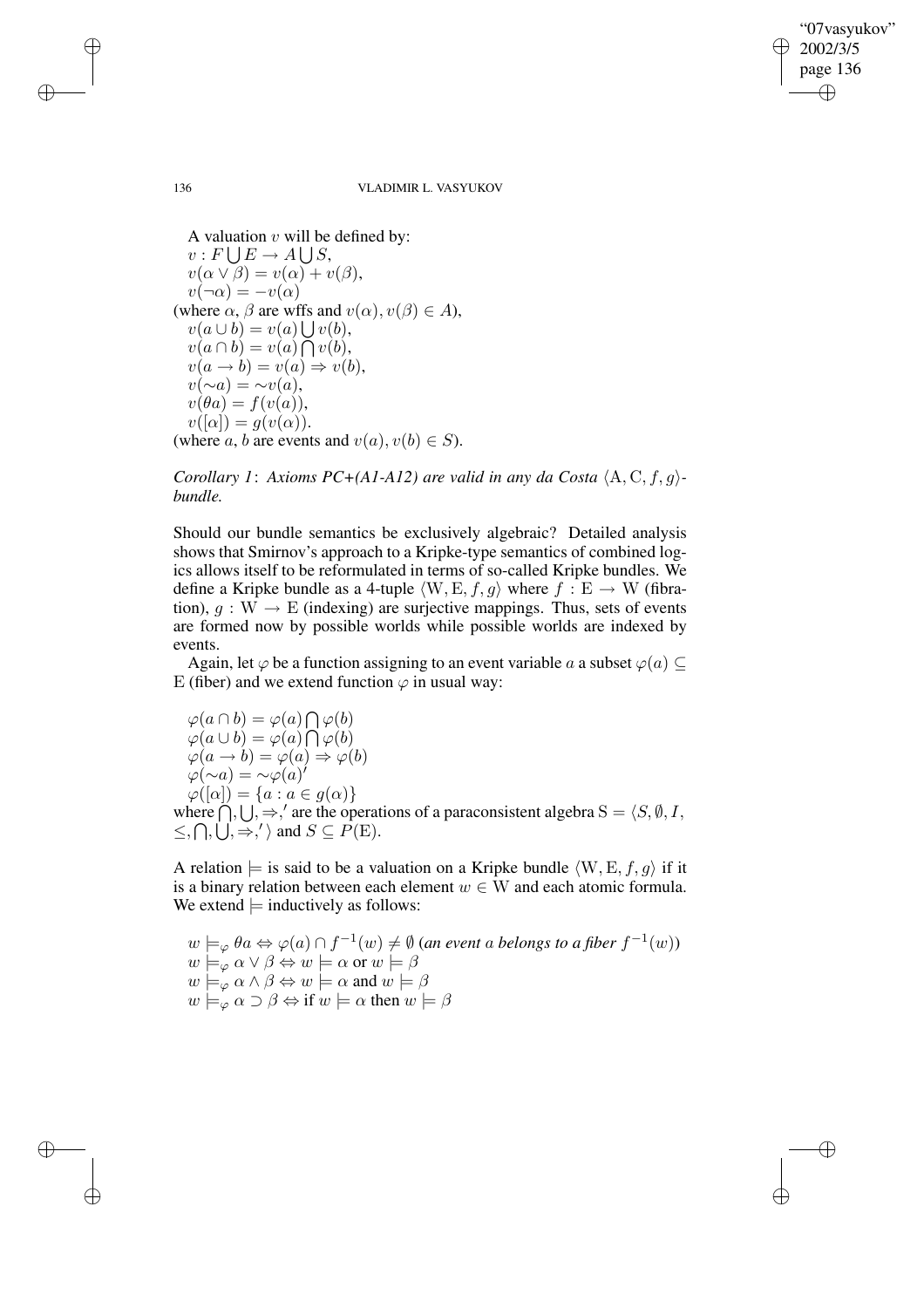A valuation $v$ will be defined by:

$v : F \bigcup E \rightarrow A \bigcup S$,
$v(\alpha \vee \beta) = v(\alpha) + v(\beta)$,
$v(\neg\alpha) = -v(\alpha)$
(where $\alpha$, $\beta$ are wffs and $v(\alpha), v(\beta) \in A$),
$v(a \cup b) = v(a) \bigcup v(b)$,
$v(a \cap b) = v(a) \bigcap v(b)$,
$v(a \rightarrow b) = v(a) \Rightarrow v(b)$,
$v(\sim a) = \sim v(a)$,
$v(\theta a) = f(v(a))$,
$v([\alpha]) = g(v(\alpha))$.
(where $a$, $b$ are events and $v(a), v(b) \in S$).

*Corollary 1*: *Axioms PC+(A1-A12) are valid in any da Costa* $\langle \mathrm{A}, \mathrm{C}, f, g\rangle$*-bundle.*

Should our bundle semantics be exclusively algebraic? Detailed analysis shows that Smirnov's approach to a Kripke-type semantics of combined logics allows itself to be reformulated in terms of so-called Kripke bundles. We define a Kripke bundle as a 4-tuple $\langle \mathrm{W}, \mathrm{E}, f, g\rangle$ where $f : \mathrm{E} \rightarrow \mathrm{W}$ (fibration), $g : \mathrm{W} \rightarrow \mathrm{E}$ (indexing) are surjective mappings. Thus, sets of events are formed now by possible worlds while possible worlds are indexed by events.

Again, let $\varphi$ be a function assigning to an event variable $a$ a subset $\varphi(a) \subseteq \mathrm{E}$ (fiber) and we extend function $\varphi$ in usual way:

$\varphi(a \cap b) = \varphi(a) \bigcap \varphi(b)$
$\varphi(a \cup b) = \varphi(a) \bigcap \varphi(b)$
$\varphi(a \rightarrow b) = \varphi(a) \Rightarrow \varphi(b)$
$\varphi(\sim a) = \sim\varphi(a)'$
$\varphi([\alpha]) = \{a : a \in g(\alpha)\}$
where $\bigcap, \bigcup, \Rightarrow, '$ are the operations of a paraconsistent algebra $\mathrm{S} = \langle S, \emptyset, I, \leq, \bigcap, \bigcup, \Rightarrow, ' \rangle$ and $S \subseteq P(\mathrm{E})$.

A relation $\models$ is said to be a valuation on a Kripke bundle $\langle \mathrm{W}, \mathrm{E}, f, g\rangle$ if it is a binary relation between each element $w \in \mathrm{W}$ and each atomic formula. We extend $\models$ inductively as follows:

$w \models_\varphi \theta a \Leftrightarrow \varphi(a) \cap f^{-1}(w) \neq \emptyset$ (*an event a belongs to a fiber* $f^{-1}(w)$)
$w \models_\varphi \alpha \vee \beta \Leftrightarrow w \models \alpha$ or $w \models \beta$
$w \models_\varphi \alpha \wedge \beta \Leftrightarrow w \models \alpha$ and $w \models \beta$
$w \models_\varphi \alpha \supset \beta \Leftrightarrow$ if $w \models \alpha$ then $w \models \beta$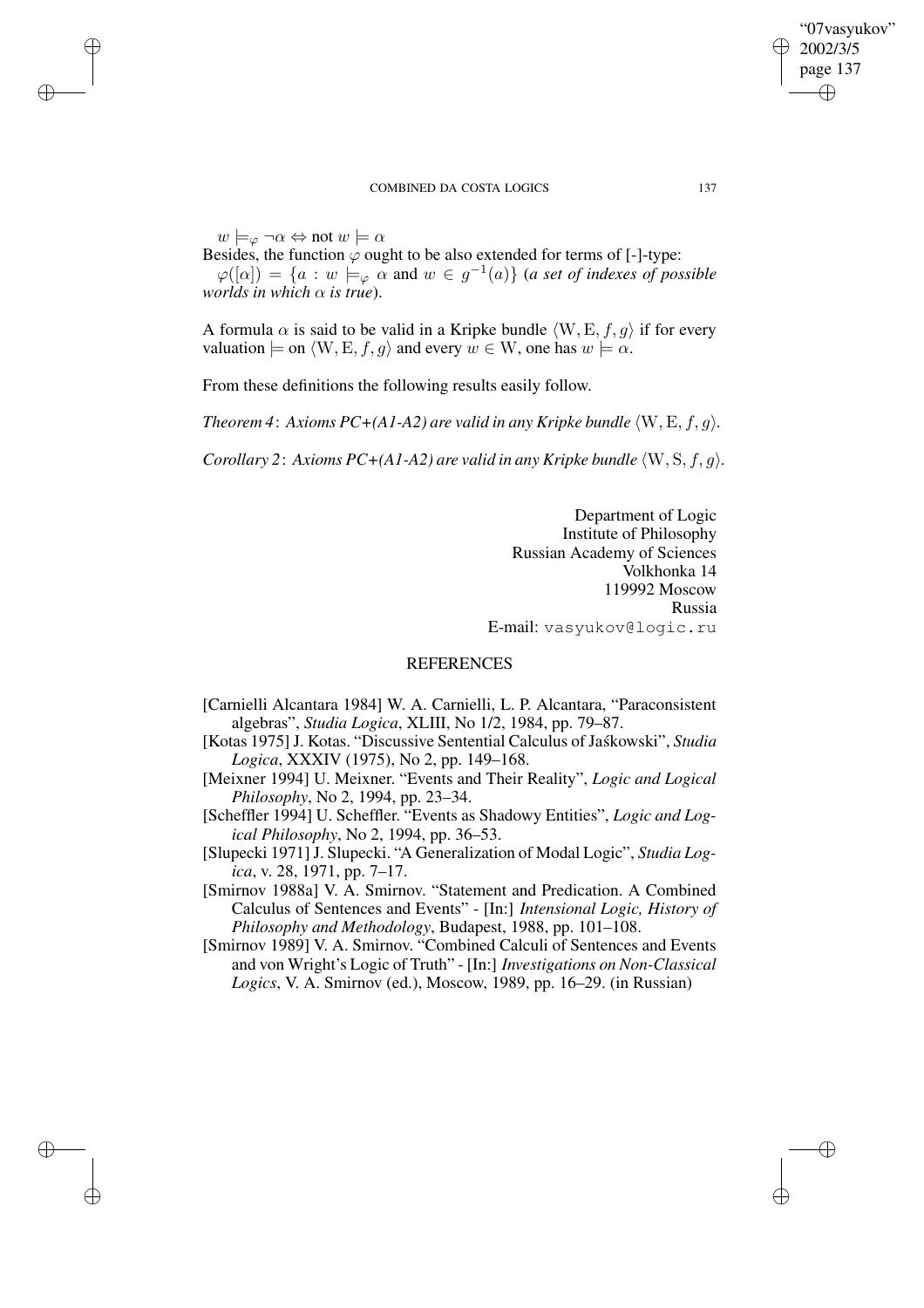$w \models_{\varphi} \neg\alpha \Leftrightarrow$ not $w \models \alpha$

Besides, the function $\varphi$ ought to be also extended for terms of [-]-type:

$\varphi([\alpha]) = \{a : w \models_{\varphi} \alpha$ and $w \in g^{-1}(a)\}$ (*a set of indexes of possible worlds in which $\alpha$ is true*).

A formula $\alpha$ is said to be valid in a Kripke bundle $\langle \mathrm{W}, \mathrm{E}, f, g \rangle$ if for every valuation $\models$ on $\langle \mathrm{W}, \mathrm{E}, f, g \rangle$ and every $w \in \mathrm{W}$, one has $w \models \alpha$.

From these definitions the following results easily follow.

*Theorem 4*: *Axioms PC+(A1-A2) are valid in any Kripke bundle* $\langle \mathrm{W}, \mathrm{E}, f, g \rangle$.

*Corollary 2*: *Axioms PC+(A1-A2) are valid in any Kripke bundle* $\langle \mathrm{W}, \mathrm{S}, f, g \rangle$.

Department of Logic
Institute of Philosophy
Russian Academy of Sciences
Volkhonka 14
119992 Moscow
Russia
E-mail: vasyukov@logic.ru

## REFERENCES

[Carnielli Alcantara 1984] W. A. Carnielli, L. P. Alcantara, "Paraconsistent algebras", *Studia Logica*, XLIII, No 1/2, 1984, pp. 79–87.

[Kotas 1975] J. Kotas. "Discussive Sentential Calculus of Jaśkowski", *Studia Logica*, XXXIV (1975), No 2, pp. 149–168.

[Meixner 1994] U. Meixner. "Events and Their Reality", *Logic and Logical Philosophy*, No 2, 1994, pp. 23–34.

[Scheffler 1994] U. Scheffler. "Events as Shadowy Entities", *Logic and Logical Philosophy*, No 2, 1994, pp. 36–53.

[Slupecki 1971] J. Slupecki. "A Generalization of Modal Logic", *Studia Logica*, v. 28, 1971, pp. 7–17.

[Smirnov 1988a] V. A. Smirnov. "Statement and Predication. A Combined Calculus of Sentences and Events" - [In:] *Intensional Logic, History of Philosophy and Methodology*, Budapest, 1988, pp. 101–108.

[Smirnov 1989] V. A. Smirnov. "Combined Calculi of Sentences and Events and von Wright's Logic of Truth" - [In:] *Investigations on Non-Classical Logics*, V. A. Smirnov (ed.), Moscow, 1989, pp. 16–29. (in Russian)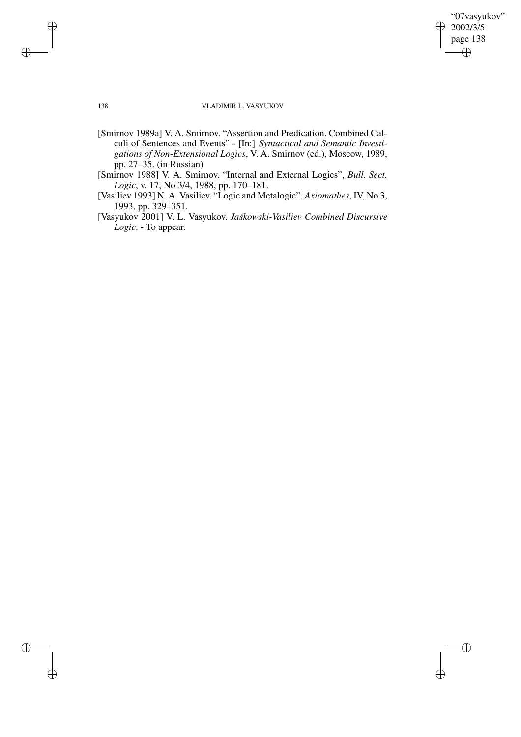[Smirnov 1989a] V. A. Smirnov. "Assertion and Predication. Combined Calculi of Sentences and Events" - [In:] *Syntactical and Semantic Investigations of Non-Extensional Logics*, V. A. Smirnov (ed.), Moscow, 1989, pp. 27–35. (in Russian)

[Smirnov 1988] V. A. Smirnov. "Internal and External Logics", *Bull. Sect. Logic*, v. 17, No 3/4, 1988, pp. 170–181.

[Vasiliev 1993] N. A. Vasiliev. "Logic and Metalogic", *Axiomathes*, IV, No 3, 1993, pp. 329–351.

[Vasyukov 2001] V. L. Vasyukov. *Jaśkowski-Vasiliev Combined Discursive Logic*. - To appear.